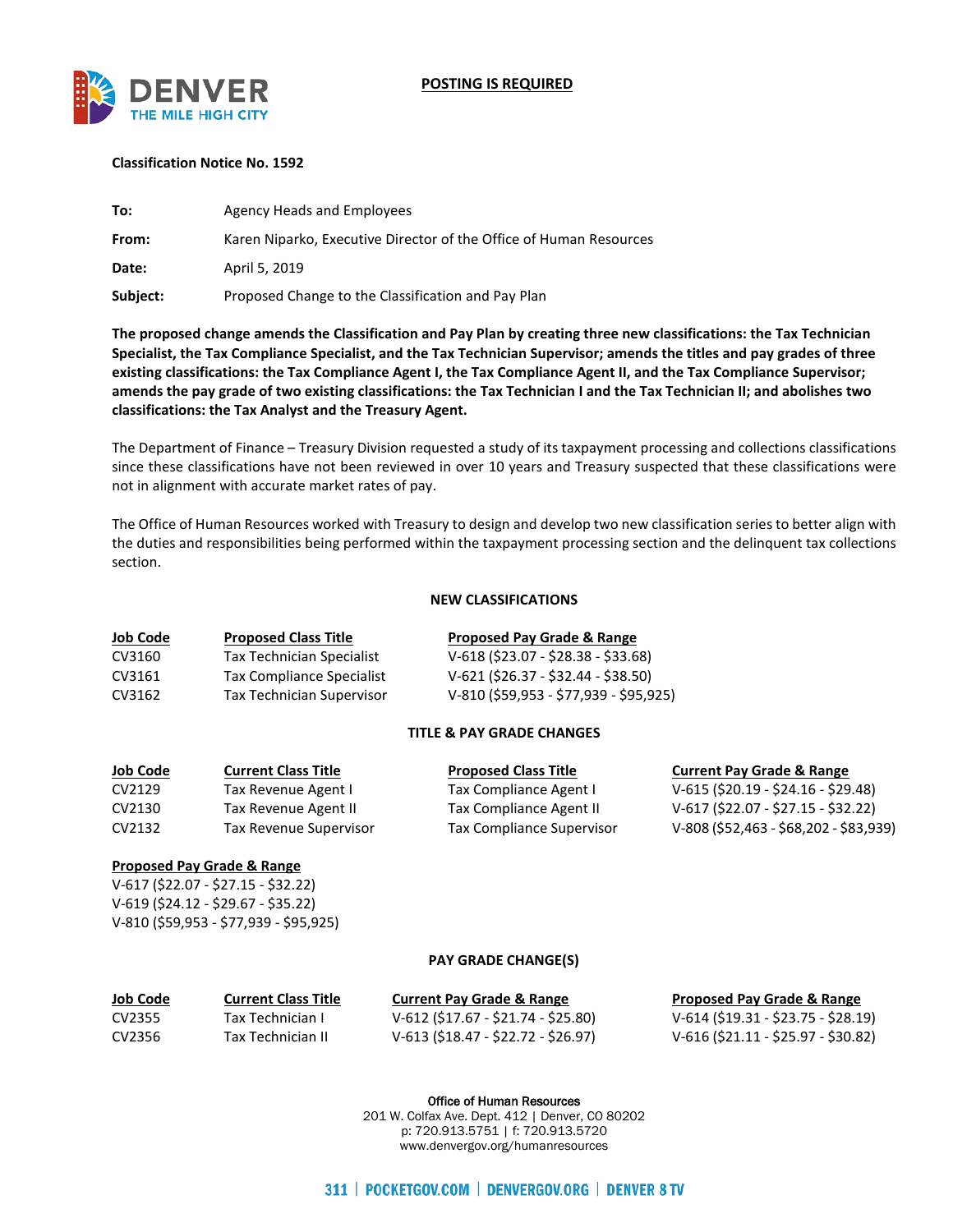**POSTING IS REQUIRED**

**Classification Notice No. 1592**

| | |
|---|---|
| **To:** | Agency Heads and Employees |
| **From:** | Karen Niparko, Executive Director of the Office of Human Resources |
| **Date:** | April 5, 2019 |
| **Subject:** | Proposed Change to the Classification and Pay Plan |

**The proposed change amends the Classification and Pay Plan by creating three new classifications: the Tax Technician Specialist, the Tax Compliance Specialist, and the Tax Technician Supervisor; amends the titles and pay grades of three existing classifications: the Tax Compliance Agent I, the Tax Compliance Agent II, and the Tax Compliance Supervisor; amends the pay grade of two existing classifications: the Tax Technician I and the Tax Technician II; and abolishes two classifications: the Tax Analyst and the Treasury Agent.**

The Department of Finance – Treasury Division requested a study of its taxpayment processing and collections classifications since these classifications have not been reviewed in over 10 years and Treasury suspected that these classifications were not in alignment with accurate market rates of pay.

The Office of Human Resources worked with Treasury to design and develop two new classification series to better align with the duties and responsibilities being performed within the taxpayment processing section and the delinquent tax collections section.

## NEW CLASSIFICATIONS

| Job Code | Proposed Class Title | Proposed Pay Grade & Range |
|---|---|---|
| CV3160 | Tax Technician Specialist | V-618 ($23.07 - $28.38 - $33.68) |
| CV3161 | Tax Compliance Specialist | V-621 ($26.37 - $32.44 - $38.50) |
| CV3162 | Tax Technician Supervisor | V-810 ($59,953 - $77,939 - $95,925) |

## TITLE & PAY GRADE CHANGES

| Job Code | Current Class Title | Proposed Class Title | Current Pay Grade & Range | Proposed Pay Grade & Range |
|---|---|---|---|---|
| CV2129 | Tax Revenue Agent I | Tax Compliance Agent I | V-615 ($20.19 - $24.16 - $29.48) | V-617 ($22.07 - $27.15 - $32.22) |
| CV2130 | Tax Revenue Agent II | Tax Compliance Agent II | V-617 ($22.07 - $27.15 - $32.22) | V-619 ($24.12 - $29.67 - $35.22) |
| CV2132 | Tax Revenue Supervisor | Tax Compliance Supervisor | V-808 ($52,463 - $68,202 - $83,939) | V-810 ($59,953 - $77,939 - $95,925) |

## PAY GRADE CHANGE(S)

| Job Code | Current Class Title | Current Pay Grade & Range | Proposed Pay Grade & Range |
|---|---|---|---|
| CV2355 | Tax Technician I | V-612 ($17.67 - $21.74 - $25.80) | V-614 ($19.31 - $23.75 - $28.19) |
| CV2356 | Tax Technician II | V-613 ($18.47 - $22.72 - $26.97) | V-616 ($21.11 - $25.97 - $30.82) |

Office of Human Resources
201 W. Colfax Ave. Dept. 412 | Denver, CO 80202
p: 720.913.5751 | f: 720.913.5720
www.denvergov.org/humanresources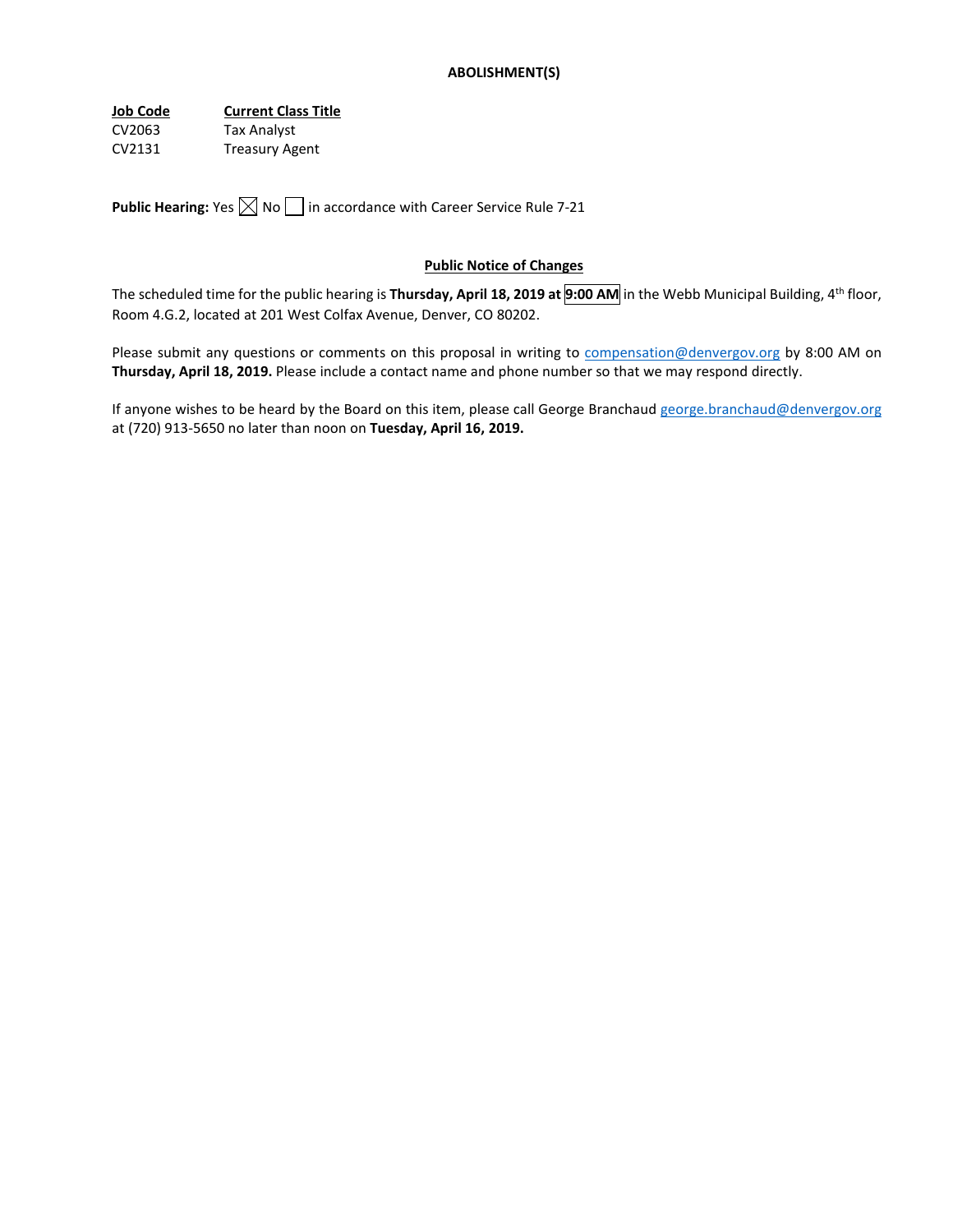**ABOLISHMENT(S)**

| Job Code | Current Class Title |
|---|---|
| CV2063 | Tax Analyst |
| CV2131 | Treasury Agent |

**Public Hearing:** Yes ☒ No ☐ in accordance with Career Service Rule 7-21

**Public Notice of Changes**

The scheduled time for the public hearing is **Thursday, April 18, 2019 at 9:00 AM** in the Webb Municipal Building, 4th floor, Room 4.G.2, located at 201 West Colfax Avenue, Denver, CO 80202.

Please submit any questions or comments on this proposal in writing to compensation@denvergov.org by 8:00 AM on **Thursday, April 18, 2019.** Please include a contact name and phone number so that we may respond directly.

If anyone wishes to be heard by the Board on this item, please call George Branchaud george.branchaud@denvergov.org at (720) 913-5650 no later than noon on **Tuesday, April 16, 2019.**